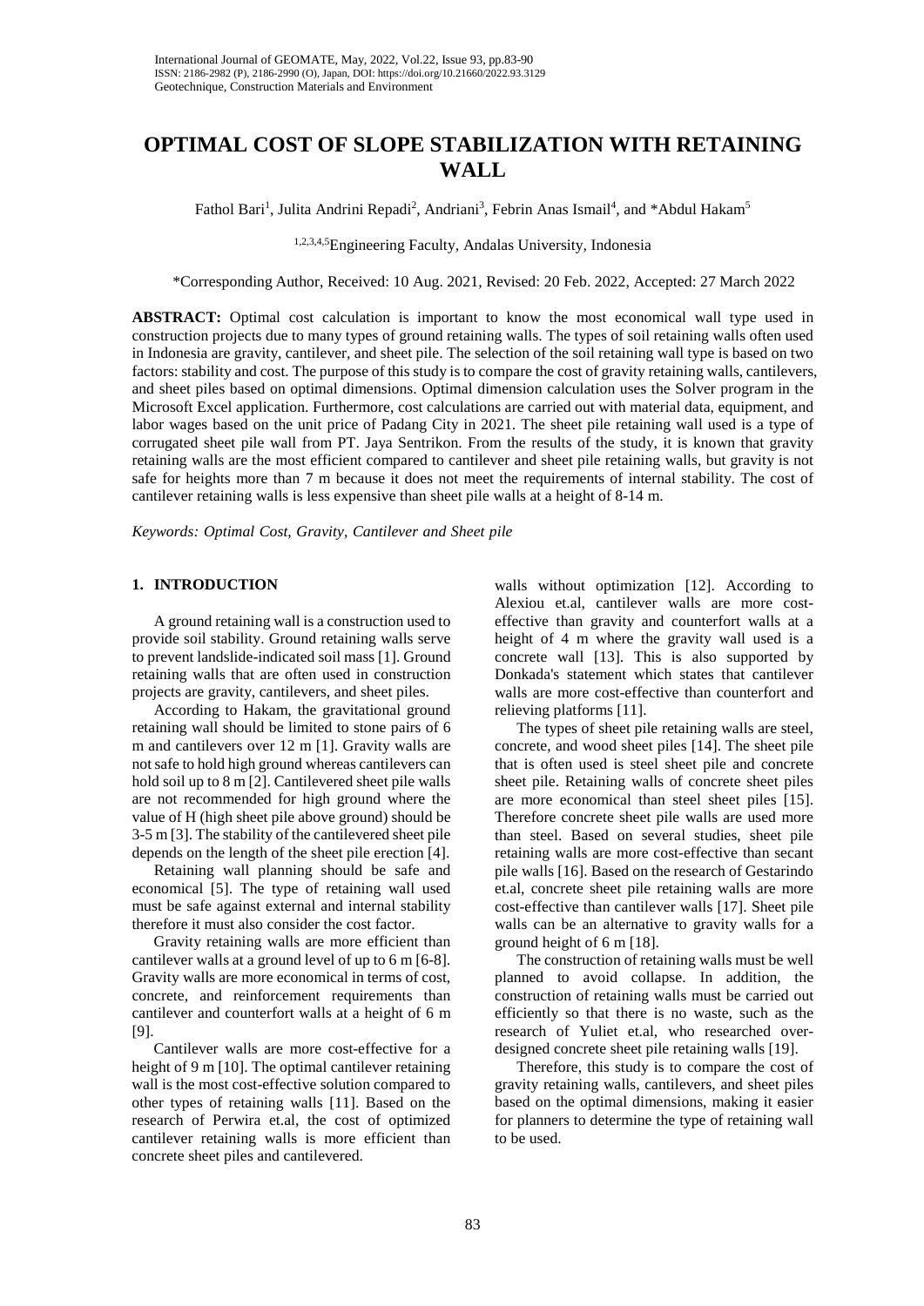# OPTIMAL COST OF SLOPE STABILIZATION WITH RETAINING WALL

Fathol Bari[1], Julita Andrini Repadi[2], Andriani[3], Febrin Anas Ismail[4], and *Abdul Hakam[5]

[1,2,3,4,5]Engineering Faculty, Andalas University, Indonesia

*Corresponding Author, Received: 10 Aug. 2021, Revised: 20 Feb. 2022, Accepted: 27 March 2022

**ABSTRACT:** Optimal cost calculation is important to know the most economical wall type used in construction projects due to many types of ground retaining walls. The types of soil retaining walls often used in Indonesia are gravity, cantilever, and sheet pile. The selection of the soil retaining wall type is based on two factors: stability and cost. The purpose of this study is to compare the cost of gravity retaining walls, cantilevers, and sheet piles based on optimal dimensions. Optimal dimension calculation uses the Solver program in the Microsoft Excel application. Furthermore, cost calculations are carried out with material data, equipment, and labor wages based on the unit price of Padang City in 2021. The sheet pile retaining wall used is a type of corrugated sheet pile wall from PT. Jaya Sentrikon. From the results of the study, it is known that gravity retaining walls are the most efficient compared to cantilever and sheet pile retaining walls, but gravity is not safe for heights more than 7 m because it does not meet the requirements of internal stability. The cost of cantilever retaining walls is less expensive than sheet pile walls at a height of 8-14 m.

*Keywords: Optimal Cost, Gravity, Cantilever and Sheet pile*

## 1. INTRODUCTION

A ground retaining wall is a construction used to provide soil stability. Ground retaining walls serve to prevent landslide-indicated soil mass [1]. Ground retaining walls that are often used in construction projects are gravity, cantilevers, and sheet piles.

According to Hakam, the gravitational ground retaining wall should be limited to stone pairs of 6 m and cantilevers over 12 m [1]. Gravity walls are not safe to hold high ground whereas cantilevers can hold soil up to 8 m [2]. Cantilevered sheet pile walls are not recommended for high ground where the value of H (high sheet pile above ground) should be 3-5 m [3]. The stability of the cantilevered sheet pile depends on the length of the sheet pile erection [4].

Retaining wall planning should be safe and economical [5]. The type of retaining wall used must be safe against external and internal stability therefore it must also consider the cost factor.

Gravity retaining walls are more efficient than cantilever walls at a ground level of up to 6 m [6-8]. Gravity walls are more economical in terms of cost, concrete, and reinforcement requirements than cantilever and counterfort walls at a height of 6 m [9].

Cantilever walls are more cost-effective for a height of 9 m [10]. The optimal cantilever retaining wall is the most cost-effective solution compared to other types of retaining walls [11]. Based on the research of Perwira et.al, the cost of optimized cantilever retaining walls is more efficient than concrete sheet piles and cantilevered walls without optimization [12]. According to Alexiou et.al, cantilever walls are more cost-effective than gravity and counterfort walls at a height of 4 m where the gravity wall used is a concrete wall [13]. This is also supported by Donkada's statement which states that cantilever walls are more cost-effective than counterfort and relieving platforms [11].

The types of sheet pile retaining walls are steel, concrete, and wood sheet piles [14]. The sheet pile that is often used is steel sheet pile and concrete sheet pile. Retaining walls of concrete sheet piles are more economical than steel sheet piles [15]. Therefore concrete sheet pile walls are used more than steel. Based on several studies, sheet pile retaining walls are more cost-effective than secant pile walls [16]. Based on the research of Gestarindo et.al, concrete sheet pile retaining walls are more cost-effective than cantilever walls [17]. Sheet pile walls can be an alternative to gravity walls for a ground height of 6 m [18].

The construction of retaining walls must be well planned to avoid collapse. In addition, the construction of retaining walls must be carried out efficiently so that there is no waste, such as the research of Yuliet et.al, who researched over-designed concrete sheet pile retaining walls [19].

Therefore, this study is to compare the cost of gravity retaining walls, cantilevers, and sheet piles based on the optimal dimensions, making it easier for planners to determine the type of retaining wall to be used.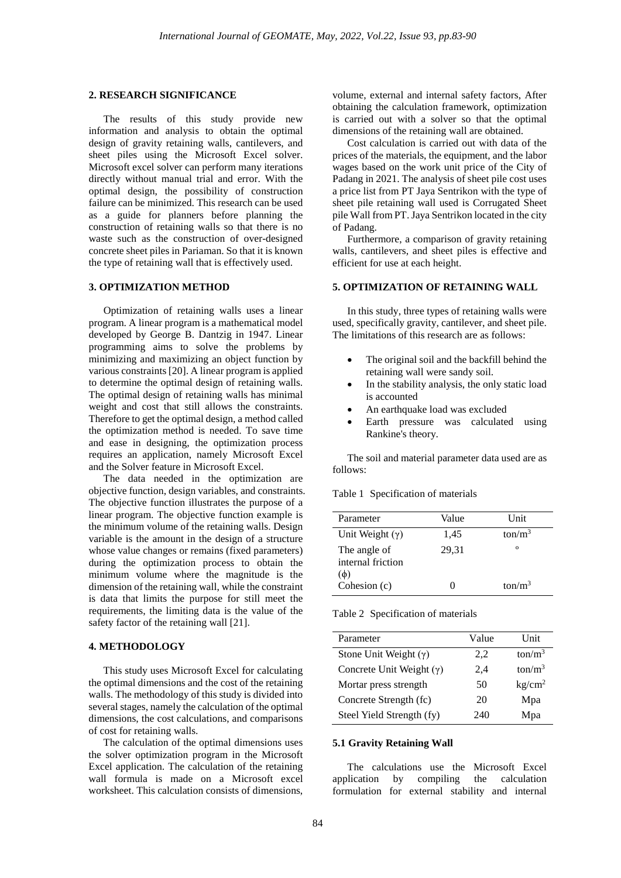## 2. RESEARCH SIGNIFICANCE

The results of this study provide new information and analysis to obtain the optimal design of gravity retaining walls, cantilevers, and sheet piles using the Microsoft Excel solver. Microsoft excel solver can perform many iterations directly without manual trial and error. With the optimal design, the possibility of construction failure can be minimized. This research can be used as a guide for planners before planning the construction of retaining walls so that there is no waste such as the construction of over-designed concrete sheet piles in Pariaman. So that it is known the type of retaining wall that is effectively used.

## 3. OPTIMIZATION METHOD

Optimization of retaining walls uses a linear program. A linear program is a mathematical model developed by George B. Dantzig in 1947. Linear programming aims to solve the problems by minimizing and maximizing an object function by various constraints [20]. A linear program is applied to determine the optimal design of retaining walls. The optimal design of retaining walls has minimal weight and cost that still allows the constraints. Therefore to get the optimal design, a method called the optimization method is needed. To save time and ease in designing, the optimization process requires an application, namely Microsoft Excel and the Solver feature in Microsoft Excel.

The data needed in the optimization are objective function, design variables, and constraints. The objective function illustrates the purpose of a linear program. The objective function example is the minimum volume of the retaining walls. Design variable is the amount in the design of a structure whose value changes or remains (fixed parameters) during the optimization process to obtain the minimum volume where the magnitude is the dimension of the retaining wall, while the constraint is data that limits the purpose for still meet the requirements, the limiting data is the value of the safety factor of the retaining wall [21].

## 4. METHODOLOGY

This study uses Microsoft Excel for calculating the optimal dimensions and the cost of the retaining walls. The methodology of this study is divided into several stages, namely the calculation of the optimal dimensions, the cost calculations, and comparisons of cost for retaining walls.

The calculation of the optimal dimensions uses the solver optimization program in the Microsoft Excel application. The calculation of the retaining wall formula is made on a Microsoft excel worksheet. This calculation consists of dimensions, volume, external and internal safety factors, After obtaining the calculation framework, optimization is carried out with a solver so that the optimal dimensions of the retaining wall are obtained.

Cost calculation is carried out with data of the prices of the materials, the equipment, and the labor wages based on the work unit price of the City of Padang in 2021. The analysis of sheet pile cost uses a price list from PT Jaya Sentrikon with the type of sheet pile retaining wall used is Corrugated Sheet pile Wall from PT. Jaya Sentrikon located in the city of Padang.

Furthermore, a comparison of gravity retaining walls, cantilevers, and sheet piles is effective and efficient for use at each height.

## 5. OPTIMIZATION OF RETAINING WALL

In this study, three types of retaining walls were used, specifically gravity, cantilever, and sheet pile. The limitations of this research are as follows:

- The original soil and the backfill behind the retaining wall were sandy soil.
- In the stability analysis, the only static load is accounted
- An earthquake load was excluded
- Earth pressure was calculated using Rankine's theory.

The soil and material parameter data used are as follows:

Table 1 Specification of materials

| Parameter | Value | Unit |
| --- | --- | --- |
| Unit Weight ($\gamma$) | 1,45 | ton/m$^3$ |
| The angle of internal friction ($\phi$) | 29,31 | $^o$ |
| Cohesion (c) | 0 | ton/m$^3$ |

Table 2 Specification of materials

| Parameter | Value | Unit |
| --- | --- | --- |
| Stone Unit Weight ($\gamma$) | 2,2 | ton/m$^3$ |
| Concrete Unit Weight ($\gamma$) | 2,4 | ton/m$^3$ |
| Mortar press strength | 50 | kg/cm$^2$ |
| Concrete Strength (fc) | 20 | Mpa |
| Steel Yield Strength (fy) | 240 | Mpa |

### 5.1 Gravity Retaining Wall

The calculations use the Microsoft Excel application by compiling the calculation formulation for external stability and internal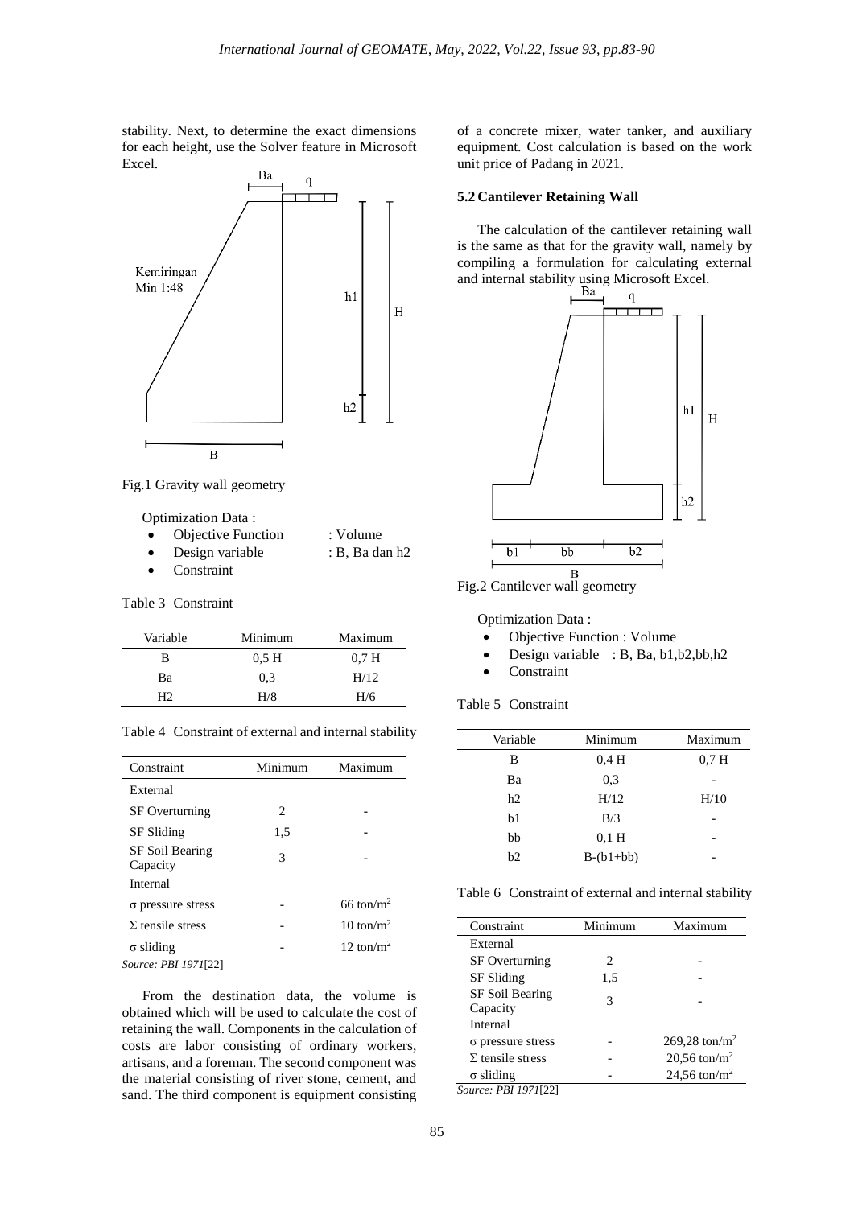stability. Next, to determine the exact dimensions for each height, use the Solver feature in Microsoft Excel.

Ba
q
Kemiringan
Min 1:48
h1
H
h2
B

Fig.1 Gravity wall geometry

Optimization Data :

- Objective Function : Volume
- Design variable : B, Ba dan h2
- Constraint

Table 3 Constraint

| Variable | Minimum | Maximum |
|---|---|---|
| B | 0,5 H | 0,7 H |
| Ba | 0,3 | H/12 |
| H2 | H/8 | H/6 |

Table 4 Constraint of external and internal stability

| Constraint | Minimum | Maximum |
|---|---|---|
| External | | |
| SF Overturning | 2 | - |
| SF Sliding | 1,5 | - |
| SF Soil Bearing Capacity | 3 | - |
| Internal | | |
| σ pressure stress | - | 66 ton/m$^2$ |
| Σ tensile stress | - | 10 ton/m$^2$ |
| σ sliding | - | 12 ton/m$^2$ |

*Source: PBI 1971*[22]

From the destination data, the volume is obtained which will be used to calculate the cost of retaining the wall. Components in the calculation of costs are labor consisting of ordinary workers, artisans, and a foreman. The second component was the material consisting of river stone, cement, and sand. The third component is equipment consisting of a concrete mixer, water tanker, and auxiliary equipment. Cost calculation is based on the work unit price of Padang in 2021.

### 5.2 Cantilever Retaining Wall

The calculation of the cantilever retaining wall is the same as that for the gravity wall, namely by compiling a formulation for calculating external and internal stability using Microsoft Excel.

Ba
q
h1
H
h2
b1
bb
b2
B

Fig.2 Cantilever wall geometry

Optimization Data :

- Objective Function : Volume
- Design variable : B, Ba, b1,b2,bb,h2
- Constraint

Table 5 Constraint

| Variable | Minimum | Maximum |
|---|---|---|
| B | 0,4 H | 0,7 H |
| Ba | 0,3 | - |
| h2 | H/12 | H/10 |
| b1 | B/3 | - |
| bb | 0,1 H | - |
| b2 | B-(b1+bb) | - |

Table 6 Constraint of external and internal stability

| Constraint | Minimum | Maximum |
|---|---|---|
| External | | |
| SF Overturning | 2 | - |
| SF Sliding | 1,5 | - |
| SF Soil Bearing Capacity | 3 | - |
| Internal | | |
| σ pressure stress | - | 269,28 ton/m$^2$ |
| Σ tensile stress | - | 20,56 ton/m$^2$ |
| σ sliding | - | 24,56 ton/m$^2$ |

*Source: PBI 1971*[22]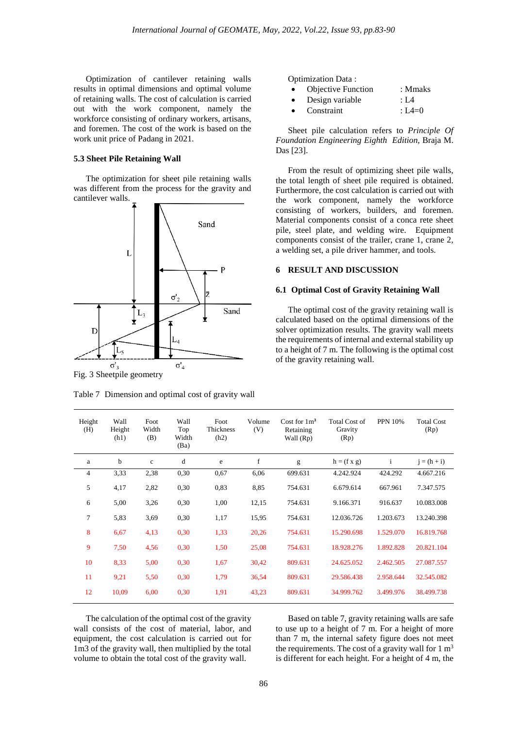Optimization of cantilever retaining walls results in optimal dimensions and optimal volume of retaining walls. The cost of calculation is carried out with the work component, namely the workforce consisting of ordinary workers, artisans, and foremen. The cost of the work is based on the work unit price of Padang in 2021.

### 5.3 Sheet Pile Retaining Wall

The optimization for sheet pile retaining walls was different from the process for the gravity and cantilever walls.

L
Sand
P
$\sigma'_2$
z
Sand
$L_3$
D
$L_4$
$L_5$
$\sigma'_3$
$\sigma'_4$

Fig. 3 Sheetpile geometry

Optimization Data :

- Objective Function : Mmaks
- Design variable : L4
- Constraint : L4=0

Sheet pile calculation refers to *Principle Of Foundation Engineering Eighth Edition*, Braja M. Das [23].

From the result of optimizing sheet pile walls, the total length of sheet pile required is obtained. Furthermore, the cost calculation is carried out with the work component, namely the workforce consisting of workers, builders, and foremen. Material components consist of a conca rete sheet pile, steel plate, and welding wire. Equipment components consist of the trailer, crane 1, crane 2, a welding set, a pile driver hammer, and tools.

## 6 RESULT AND DISCUSSION

### 6.1 Optimal Cost of Gravity Retaining Wall

The optimal cost of the gravity retaining wall is calculated based on the optimal dimensions of the solver optimization results. The gravity wall meets the requirements of internal and external stability up to a height of 7 m. The following is the optimal cost of the gravity retaining wall.

Table 7 Dimension and optimal cost of gravity wall

| Height (H) | Wall Height (h1) | Foot Width (B) | Wall Top Width (Ba) | Foot Thickness (h2) | Volume (V) | Cost for 1m³ Retaining Wall (Rp) | Total Cost of Gravity (Rp) | PPN 10% | Total Cost (Rp) |
|---|---|---|---|---|---|---|---|---|---|
| a | b | c | d | e | f | g | h = (f x g) | i | j = (h + i) |
| 4 | 3,33 | 2,38 | 0,30 | 0,67 | 6,06 | 699.631 | 4.242.924 | 424.292 | 4.667.216 |
| 5 | 4,17 | 2,82 | 0,30 | 0,83 | 8,85 | 754.631 | 6.679.614 | 667.961 | 7.347.575 |
| 6 | 5,00 | 3,26 | 0,30 | 1,00 | 12,15 | 754.631 | 9.166.371 | 916.637 | 10.083.008 |
| 7 | 5,83 | 3,69 | 0,30 | 1,17 | 15,95 | 754.631 | 12.036.726 | 1.203.673 | 13.240.398 |
| 8 | 6,67 | 4,13 | 0,30 | 1,33 | 20,26 | 754.631 | 15.290.698 | 1.529.070 | 16.819.768 |
| 9 | 7,50 | 4,56 | 0,30 | 1,50 | 25,08 | 754.631 | 18.928.276 | 1.892.828 | 20.821.104 |
| 10 | 8,33 | 5,00 | 0,30 | 1,67 | 30,42 | 809.631 | 24.625.052 | 2.462.505 | 27.087.557 |
| 11 | 9,21 | 5,50 | 0,30 | 1,79 | 36,54 | 809.631 | 29.586.438 | 2.958.644 | 32.545.082 |
| 12 | 10,09 | 6,00 | 0,30 | 1,91 | 43,23 | 809.631 | 34.999.762 | 3.499.976 | 38.499.738 |

The calculation of the optimal cost of the gravity wall consists of the cost of material, labor, and equipment, the cost calculation is carried out for 1m3 of the gravity wall, then multiplied by the total volume to obtain the total cost of the gravity wall.

Based on table 7, gravity retaining walls are safe to use up to a height of 7 m. For a height of more than 7 m, the internal safety figure does not meet the requirements. The cost of a gravity wall for 1 $m^3$ is different for each height. For a height of 4 m, the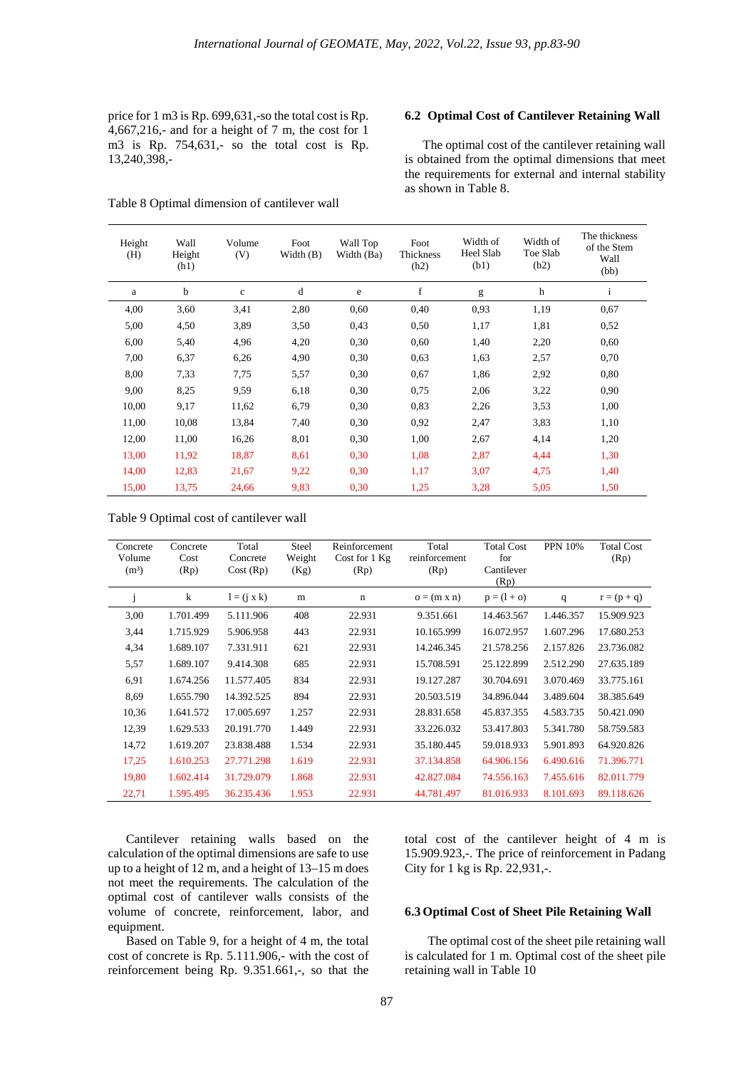price for 1 m3 is Rp. 699,631,-so the total cost is Rp. 4,667,216,- and for a height of 7 m, the cost for 1 m3 is Rp. 754,631,- so the total cost is Rp. 13,240,398,-

### 6.2 Optimal Cost of Cantilever Retaining Wall

The optimal cost of the cantilever retaining wall is obtained from the optimal dimensions that meet the requirements for external and internal stability as shown in Table 8.

Table 8 Optimal dimension of cantilever wall

| Height (H) | Wall Height (h1) | Volume (V) | Foot Width (B) | Wall Top Width (Ba) | Foot Thickness (h2) | Width of Heel Slab (b1) | Width of Toe Slab (b2) | The thickness of the Stem Wall (bb) |
|---|---|---|---|---|---|---|---|---|
| a | b | c | d | e | f | g | h | i |
| 4,00 | 3,60 | 3,41 | 2,80 | 0,60 | 0,40 | 0,93 | 1,19 | 0,67 |
| 5,00 | 4,50 | 3,89 | 3,50 | 0,43 | 0,50 | 1,17 | 1,81 | 0,52 |
| 6,00 | 5,40 | 4,96 | 4,20 | 0,30 | 0,60 | 1,40 | 2,20 | 0,60 |
| 7,00 | 6,37 | 6,26 | 4,90 | 0,30 | 0,63 | 1,63 | 2,57 | 0,70 |
| 8,00 | 7,33 | 7,75 | 5,57 | 0,30 | 0,67 | 1,86 | 2,92 | 0,80 |
| 9,00 | 8,25 | 9,59 | 6,18 | 0,30 | 0,75 | 2,06 | 3,22 | 0,90 |
| 10,00 | 9,17 | 11,62 | 6,79 | 0,30 | 0,83 | 2,26 | 3,53 | 1,00 |
| 11,00 | 10,08 | 13,84 | 7,40 | 0,30 | 0,92 | 2,47 | 3,83 | 1,10 |
| 12,00 | 11,00 | 16,26 | 8,01 | 0,30 | 1,00 | 2,67 | 4,14 | 1,20 |
| 13,00 | 11,92 | 18,87 | 8,61 | 0,30 | 1,08 | 2,87 | 4,44 | 1,30 |
| 14,00 | 12,83 | 21,67 | 9,22 | 0,30 | 1,17 | 3,07 | 4,75 | 1,40 |
| 15,00 | 13,75 | 24,66 | 9,83 | 0,30 | 1,25 | 3,28 | 5,05 | 1,50 |

Table 9 Optimal cost of cantilever wall

| Concrete Volume (m³) | Concrete Cost (Rp) | Total Concrete Cost (Rp) | Steel Weight (Kg) | Reinforcement Cost for 1 Kg (Rp) | Total reinforcement (Rp) | Total Cost for Cantilever (Rp) | PPN 10% | Total Cost (Rp) |
|---|---|---|---|---|---|---|---|---|
| j | k | l = (j x k) | m | n | o = (m x n) | p = (l + o) | q | r = (p + q) |
| 3,00 | 1.701.499 | 5.111.906 | 408 | 22.931 | 9.351.661 | 14.463.567 | 1.446.357 | 15.909.923 |
| 3,44 | 1.715.929 | 5.906.958 | 443 | 22.931 | 10.165.999 | 16.072.957 | 1.607.296 | 17.680.253 |
| 4,34 | 1.689.107 | 7.331.911 | 621 | 22.931 | 14.246.345 | 21.578.256 | 2.157.826 | 23.736.082 |
| 5,57 | 1.689.107 | 9.414.308 | 685 | 22.931 | 15.708.591 | 25.122.899 | 2.512.290 | 27.635.189 |
| 6,91 | 1.674.256 | 11.577.405 | 834 | 22.931 | 19.127.287 | 30.704.691 | 3.070.469 | 33.775.161 |
| 8,69 | 1.655.790 | 14.392.525 | 894 | 22.931 | 20.503.519 | 34.896.044 | 3.489.604 | 38.385.649 |
| 10,36 | 1.641.572 | 17.005.697 | 1.257 | 22.931 | 28.831.658 | 45.837.355 | 4.583.735 | 50.421.090 |
| 12,39 | 1.629.533 | 20.191.770 | 1.449 | 22.931 | 33.226.032 | 53.417.803 | 5.341.780 | 58.759.583 |
| 14,72 | 1.619.207 | 23.838.488 | 1.534 | 22.931 | 35.180.445 | 59.018.933 | 5.901.893 | 64.920.826 |
| 17,25 | 1.610.253 | 27.771.298 | 1.619 | 22.931 | 37.134.858 | 64.906.156 | 6.490.616 | 71.396.771 |
| 19,80 | 1.602.414 | 31.729.079 | 1.868 | 22.931 | 42.827.084 | 74.556.163 | 7.455.616 | 82.011.779 |
| 22,71 | 1.595.495 | 36.235.436 | 1.953 | 22.931 | 44.781.497 | 81.016.933 | 8.101.693 | 89.118.626 |

Cantilever retaining walls based on the calculation of the optimal dimensions are safe to use up to a height of 12 m, and a height of 13–15 m does not meet the requirements. The calculation of the optimal cost of cantilever walls consists of the volume of concrete, reinforcement, labor, and equipment.

Based on Table 9, for a height of 4 m, the total cost of concrete is Rp. 5.111.906,- with the cost of reinforcement being Rp. 9.351.661,-, so that the total cost of the cantilever height of 4 m is 15.909.923,-. The price of reinforcement in Padang City for 1 kg is Rp. 22,931,-.

### 6.3 Optimal Cost of Sheet Pile Retaining Wall

The optimal cost of the sheet pile retaining wall is calculated for 1 m. Optimal cost of the sheet pile retaining wall in Table 10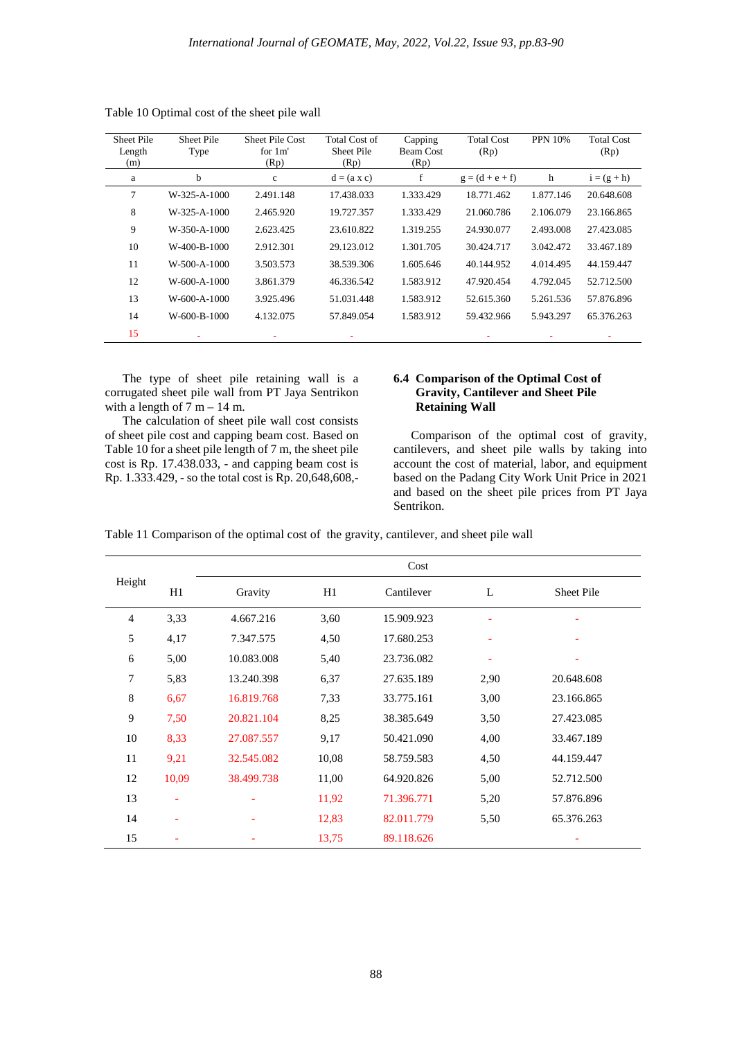Table 10 Optimal cost of the sheet pile wall

| Sheet Pile Length (m) | Sheet Pile Type | Sheet Pile Cost for 1m' (Rp) | Total Cost of Sheet Pile (Rp) | Capping Beam Cost (Rp) | Total Cost (Rp) | PPN 10% | Total Cost (Rp) |
|---|---|---|---|---|---|---|---|
| a | b | c | d = (a x c) | f | g = (d + e + f) | h | i = (g + h) |
| 7 | W-325-A-1000 | 2.491.148 | 17.438.033 | 1.333.429 | 18.771.462 | 1.877.146 | 20.648.608 |
| 8 | W-325-A-1000 | 2.465.920 | 19.727.357 | 1.333.429 | 21.060.786 | 2.106.079 | 23.166.865 |
| 9 | W-350-A-1000 | 2.623.425 | 23.610.822 | 1.319.255 | 24.930.077 | 2.493.008 | 27.423.085 |
| 10 | W-400-B-1000 | 2.912.301 | 29.123.012 | 1.301.705 | 30.424.717 | 3.042.472 | 33.467.189 |
| 11 | W-500-A-1000 | 3.503.573 | 38.539.306 | 1.605.646 | 40.144.952 | 4.014.495 | 44.159.447 |
| 12 | W-600-A-1000 | 3.861.379 | 46.336.542 | 1.583.912 | 47.920.454 | 4.792.045 | 52.712.500 |
| 13 | W-600-A-1000 | 3.925.496 | 51.031.448 | 1.583.912 | 52.615.360 | 5.261.536 | 57.876.896 |
| 14 | W-600-B-1000 | 4.132.075 | 57.849.054 | 1.583.912 | 59.432.966 | 5.943.297 | 65.376.263 |
| 15 | - | - | - | | - | - | - |

The type of sheet pile retaining wall is a corrugated sheet pile wall from PT Jaya Sentrikon with a length of 7 m – 14 m.

The calculation of sheet pile wall cost consists of sheet pile cost and capping beam cost. Based on Table 10 for a sheet pile length of 7 m, the sheet pile cost is Rp. 17.438.033, - and capping beam cost is Rp. 1.333.429, - so the total cost is Rp. 20,648,608,-

### 6.4 Comparison of the Optimal Cost of Gravity, Cantilever and Sheet Pile Retaining Wall

Comparison of the optimal cost of gravity, cantilevers, and sheet pile walls by taking into account the cost of material, labor, and equipment based on the Padang City Work Unit Price in 2021 and based on the sheet pile prices from PT Jaya Sentrikon.

Table 11 Comparison of the optimal cost of the gravity, cantilever, and sheet pile wall

| Height | Cost | | | | | |
|---|---|---|---|---|---|---|
| | H1 | Gravity | H1 | Cantilever | L | Sheet Pile |
| 4 | 3,33 | 4.667.216 | 3,60 | 15.909.923 | - | - |
| 5 | 4,17 | 7.347.575 | 4,50 | 17.680.253 | - | - |
| 6 | 5,00 | 10.083.008 | 5,40 | 23.736.082 | - | - |
| 7 | 5,83 | 13.240.398 | 6,37 | 27.635.189 | 2,90 | 20.648.608 |
| 8 | 6,67 | 16.819.768 | 7,33 | 33.775.161 | 3,00 | 23.166.865 |
| 9 | 7,50 | 20.821.104 | 8,25 | 38.385.649 | 3,50 | 27.423.085 |
| 10 | 8,33 | 27.087.557 | 9,17 | 50.421.090 | 4,00 | 33.467.189 |
| 11 | 9,21 | 32.545.082 | 10,08 | 58.759.583 | 4,50 | 44.159.447 |
| 12 | 10,09 | 38.499.738 | 11,00 | 64.920.826 | 5,00 | 52.712.500 |
| 13 | - | - | 11,92 | 71.396.771 | 5,20 | 57.876.896 |
| 14 | - | - | 12,83 | 82.011.779 | 5,50 | 65.376.263 |
| 15 | - | - | 13,75 | 89.118.626 | | - |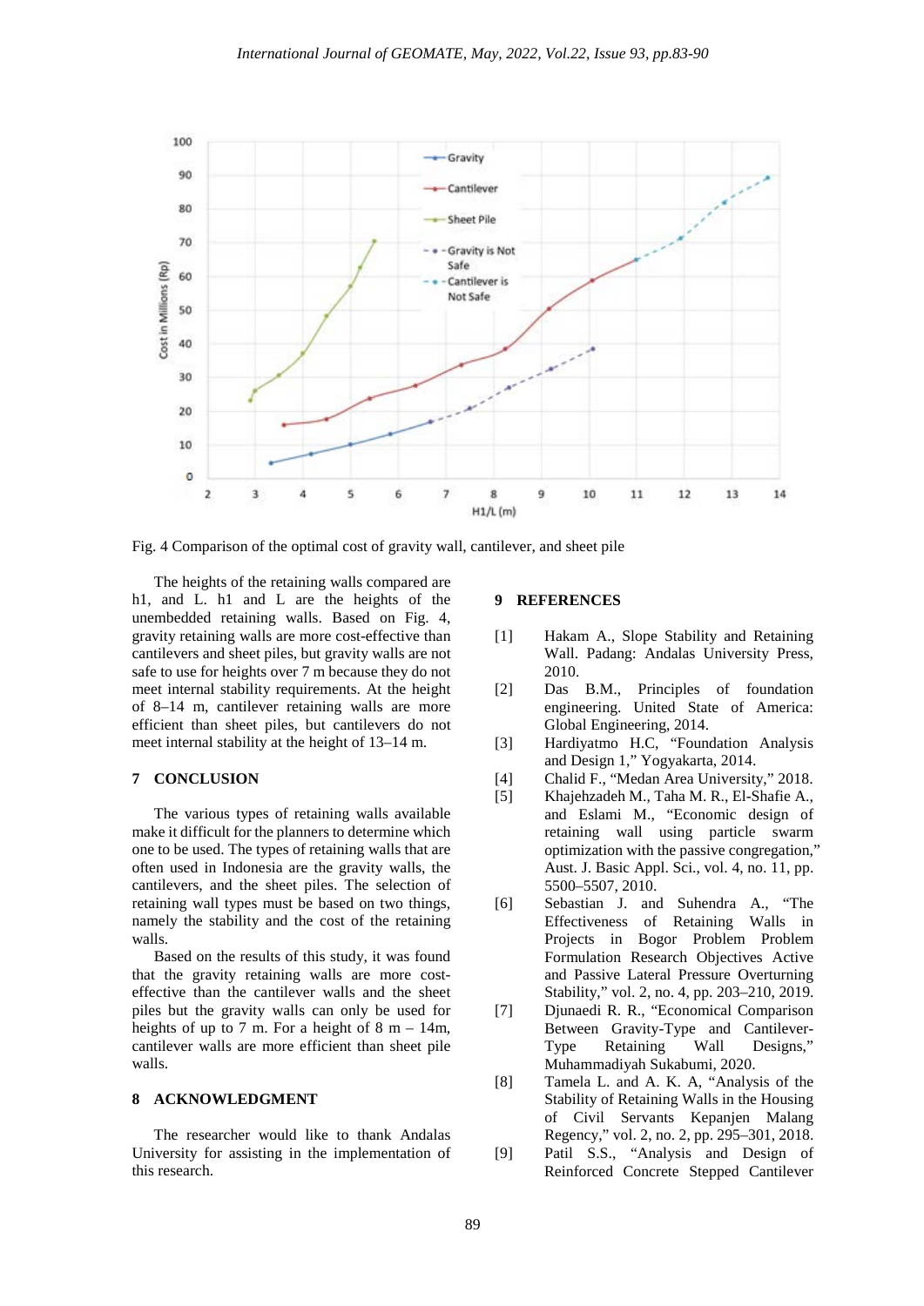100
90
80
70
60
50
40
30
20
10
0
Cost in Millions (Rp)
2 3 4 5 6 7 8 9 10 11 12 13 14
H1/L (m)
Gravity
Cantilever
Sheet Pile
Gravity is Not Safe
Cantilever is Not Safe

Fig. 4 Comparison of the optimal cost of gravity wall, cantilever, and sheet pile

The heights of the retaining walls compared are h1, and L. h1 and L are the heights of the unembedded retaining walls. Based on Fig. 4, gravity retaining walls are more cost-effective than cantilevers and sheet piles, but gravity walls are not safe to use for heights over 7 m because they do not meet internal stability requirements. At the height of 8–14 m, cantilever retaining walls are more efficient than sheet piles, but cantilevers do not meet internal stability at the height of 13–14 m.

## 7 CONCLUSION

The various types of retaining walls available make it difficult for the planners to determine which one to be used. The types of retaining walls that are often used in Indonesia are the gravity walls, the cantilevers, and the sheet piles. The selection of retaining wall types must be based on two things, namely the stability and the cost of the retaining walls.

Based on the results of this study, it was found that the gravity retaining walls are more cost-effective than the cantilever walls and the sheet piles but the gravity walls can only be used for heights of up to 7 m. For a height of 8 m – 14m, cantilever walls are more efficient than sheet pile walls.

## 8 ACKNOWLEDGMENT

The researcher would like to thank Andalas University for assisting in the implementation of this research.

## 9 REFERENCES

[1] Hakam A., Slope Stability and Retaining Wall. Padang: Andalas University Press, 2010.

[2] Das B.M., Principles of foundation engineering. United State of America: Global Engineering, 2014.

[3] Hardiyatmo H.C, "Foundation Analysis and Design 1," Yogyakarta, 2014.

[4] Chalid F., "Medan Area University," 2018.

[5] Khajehzadeh M., Taha M. R., El-Shafie A., and Eslami M., "Economic design of retaining wall using particle swarm optimization with the passive congregation," Aust. J. Basic Appl. Sci., vol. 4, no. 11, pp. 5500–5507, 2010.

[6] Sebastian J. and Suhendra A., "The Effectiveness of Retaining Walls in Projects in Bogor Problem Problem Formulation Research Objectives Active and Passive Lateral Pressure Overturning Stability," vol. 2, no. 4, pp. 203–210, 2019.

[7] Djunaedi R. R., "Economical Comparison Between Gravity-Type and Cantilever-Type Retaining Wall Designs," Muhammadiyah Sukabumi, 2020.

[8] Tamela L. and A. K. A, "Analysis of the Stability of Retaining Walls in the Housing of Civil Servants Kepanjen Malang Regency," vol. 2, no. 2, pp. 295–301, 2018.

[9] Patil S.S., "Analysis and Design of Reinforced Concrete Stepped Cantilever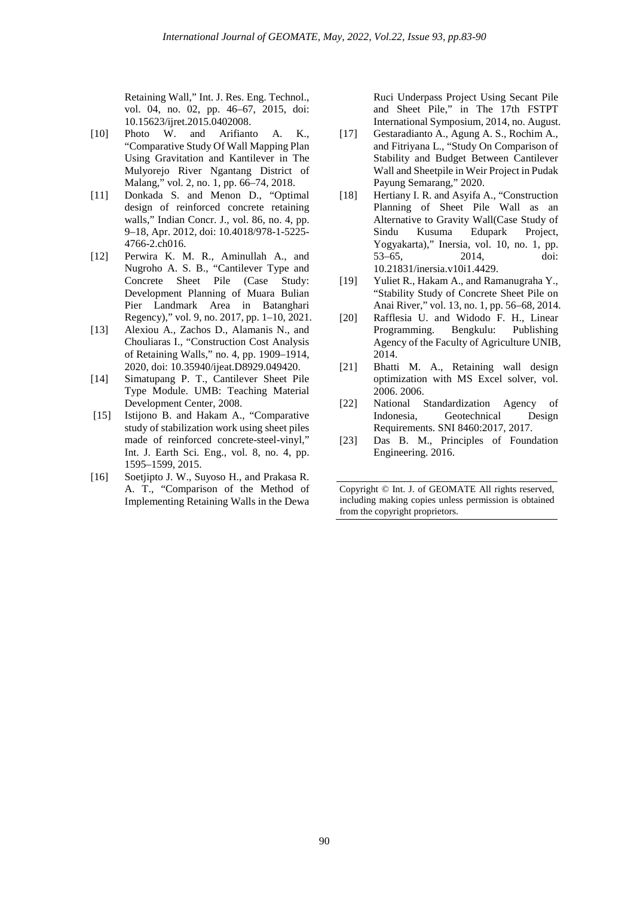Retaining Wall," Int. J. Res. Eng. Technol., vol. 04, no. 02, pp. 46–67, 2015, doi: 10.15623/ijret.2015.0402008.

[10] Photo W. and Arifianto A. K., "Comparative Study Of Wall Mapping Plan Using Gravitation and Kantilever in The Mulyorejo River Ngantang District of Malang," vol. 2, no. 1, pp. 66–74, 2018.

[11] Donkada S. and Menon D., "Optimal design of reinforced concrete retaining walls," Indian Concr. J., vol. 86, no. 4, pp. 9–18, Apr. 2012, doi: 10.4018/978-1-5225-4766-2.ch016.

[12] Perwira K. M. R., Aminullah A., and Nugroho A. S. B., "Cantilever Type and Concrete Sheet Pile (Case Study: Development Planning of Muara Bulian Pier Landmark Area in Batanghari Regency)," vol. 9, no. 2017, pp. 1–10, 2021.

[13] Alexiou A., Zachos D., Alamanis N., and Chouliaras I., "Construction Cost Analysis of Retaining Walls," no. 4, pp. 1909–1914, 2020, doi: 10.35940/ijeat.D8929.049420.

[14] Simatupang P. T., Cantilever Sheet Pile Type Module. UMB: Teaching Material Development Center, 2008.

[15] Istijono B. and Hakam A., "Comparative study of stabilization work using sheet piles made of reinforced concrete-steel-vinyl," Int. J. Earth Sci. Eng., vol. 8, no. 4, pp. 1595–1599, 2015.

[16] Soetjipto J. W., Suyoso H., and Prakasa R. A. T., "Comparison of the Method of Implementing Retaining Walls in the Dewa Ruci Underpass Project Using Secant Pile and Sheet Pile," in The 17th FSTPT International Symposium, 2014, no. August.

[17] Gestaradianto A., Agung A. S., Rochim A., and Fitriyana L., "Study On Comparison of Stability and Budget Between Cantilever Wall and Sheetpile in Weir Project in Pudak Payung Semarang," 2020.

[18] Hertiany I. R. and Asyifa A., "Construction Planning of Sheet Pile Wall as an Alternative to Gravity Wall(Case Study of Sindu Kusuma Edupark Project, Yogyakarta)," Inersia, vol. 10, no. 1, pp. 53–65, 2014, doi: 10.21831/inersia.v10i1.4429.

[19] Yuliet R., Hakam A., and Ramanugraha Y., "Stability Study of Concrete Sheet Pile on Anai River," vol. 13, no. 1, pp. 56–68, 2014.

[20] Rafflesia U. and Widodo F. H., Linear Programming. Bengkulu: Publishing Agency of the Faculty of Agriculture UNIB, 2014.

[21] Bhatti M. A., Retaining wall design optimization with MS Excel solver, vol. 2006. 2006.

[22] National Standardization Agency of Indonesia, Geotechnical Design Requirements. SNI 8460:2017, 2017.

[23] Das B. M., Principles of Foundation Engineering. 2016.

---

Copyright © Int. J. of GEOMATE All rights reserved, including making copies unless permission is obtained from the copyright proprietors.